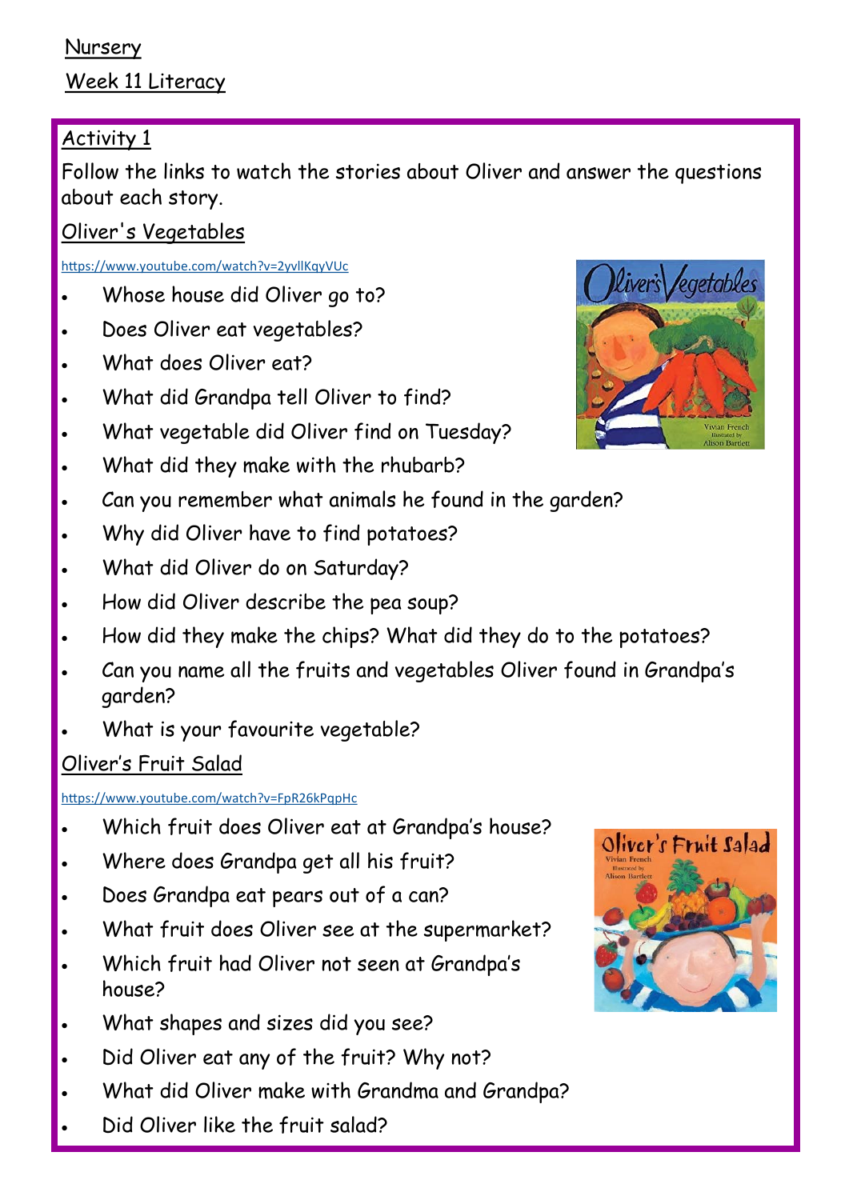Nursery

Week 11 Literacy

## Activity 1

Follow the links to watch the stories about Oliver and answer the questions about each story.

### Oliver's Vegetables

https://www.youtube.com/watch?v=2yvllKqyVUc

- Whose house did Oliver go to?
- Does Oliver eat vegetables?
- What does Oliver eat?
- What did Grandpa tell Oliver to find?
- What vegetable did Oliver find on Tuesday?
- What did they make with the rhubarb?
- Can you remember what animals he found in the garden?
- Why did Oliver have to find potatoes?
- What did Oliver do on Saturday?
- How did Oliver describe the pea soup?
- How did they make the chips? What did they do to the potatoes?
- Can you name all the fruits and vegetables Oliver found in Grandpa's garden?
- What is your favourite vegetable?

### Oliver's Fruit Salad

https://www.youtube.com/watch?v=FpR26kPqpHc

- Which fruit does Oliver eat at Grandpa's house?
- Where does Grandpa get all his fruit?
- Does Grandpa eat pears out of a can?
- What fruit does Oliver see at the supermarket?
- Which fruit had Oliver not seen at Grandpa's house?
- What shapes and sizes did you see?
- Did Oliver eat any of the fruit? Why not?
- What did Oliver make with Grandma and Grandpa?
- Did Oliver like the fruit salad?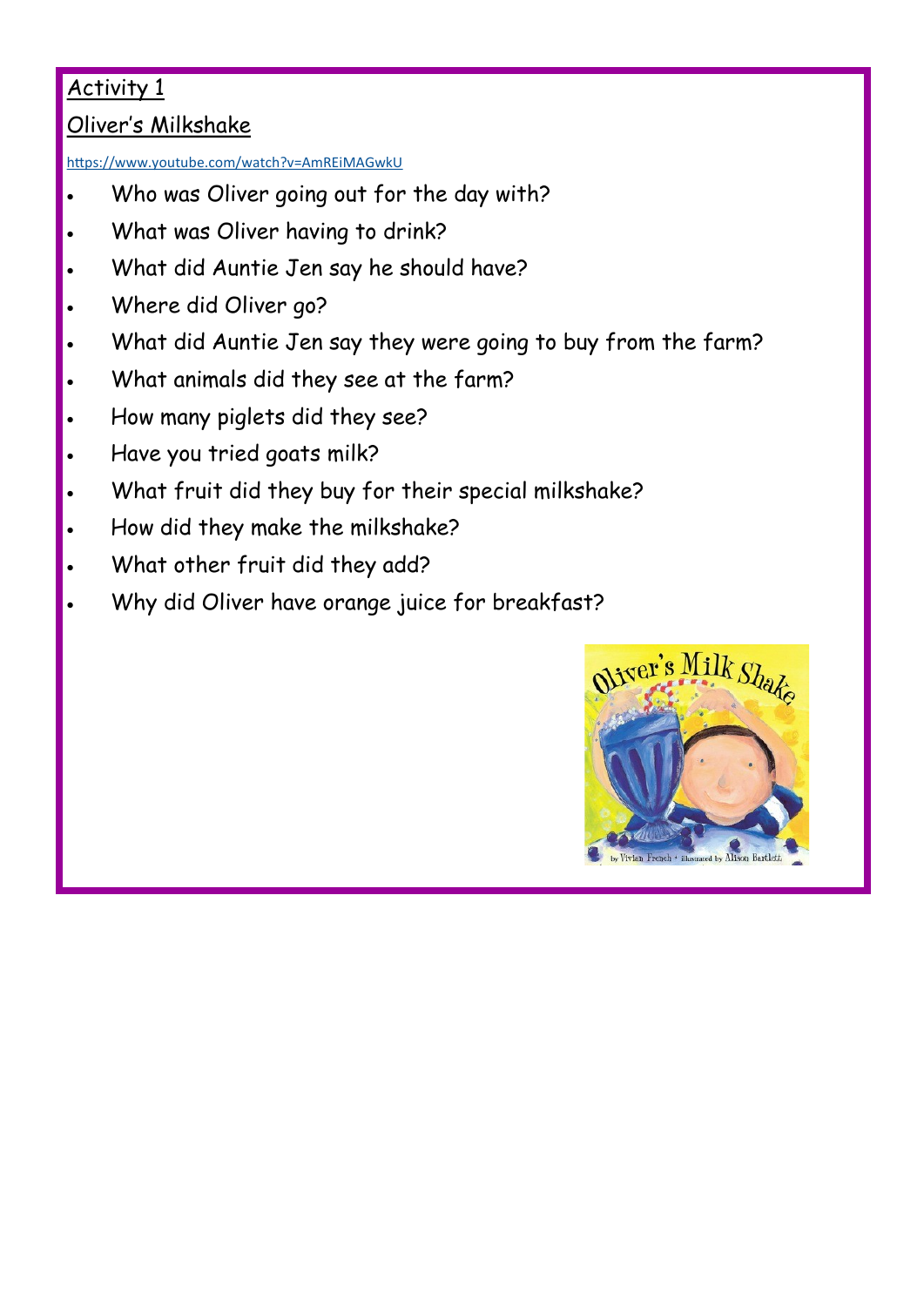## Activity 1

## Oliver's Milkshake

https://www.youtube.com/watch?v=AmREiMAGwkU

- Who was Oliver going out for the day with?
- What was Oliver having to drink?
- What did Auntie Jen say he should have?
- Where did Oliver go?
- What did Auntie Jen say they were going to buy from the farm?
- What animals did they see at the farm?
- How many piglets did they see?
- Have you tried goats milk?
- What fruit did they buy for their special milkshake?
- How did they make the milkshake?
- What other fruit did they add?
- Why did Oliver have orange juice for breakfast?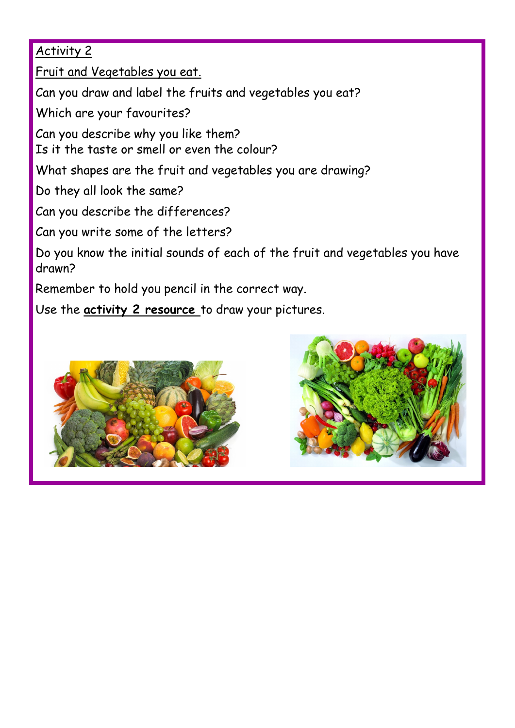Activity 2

Fruit and Vegetables you eat.

Can you draw and label the fruits and vegetables you eat?

Which are your favourites?

Can you describe why you like them?
Is it the taste or smell or even the colour?

What shapes are the fruit and vegetables you are drawing?

Do they all look the same?

Can you describe the differences?

Can you write some of the letters?

Do you know the initial sounds of each of the fruit and vegetables you have drawn?

Remember to hold you pencil in the correct way.

Use the **activity 2 resource** to draw your pictures.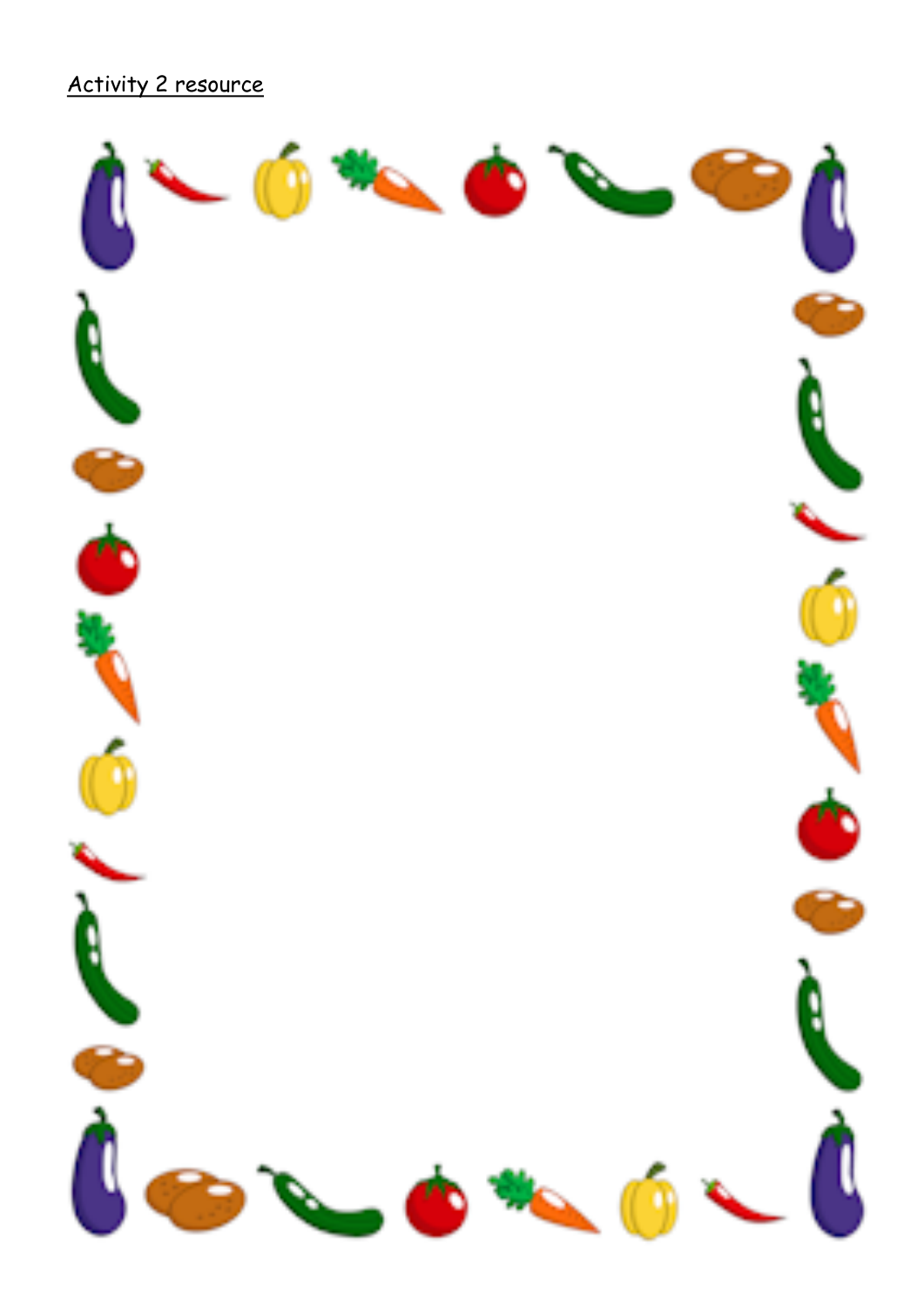Activity 2 resource